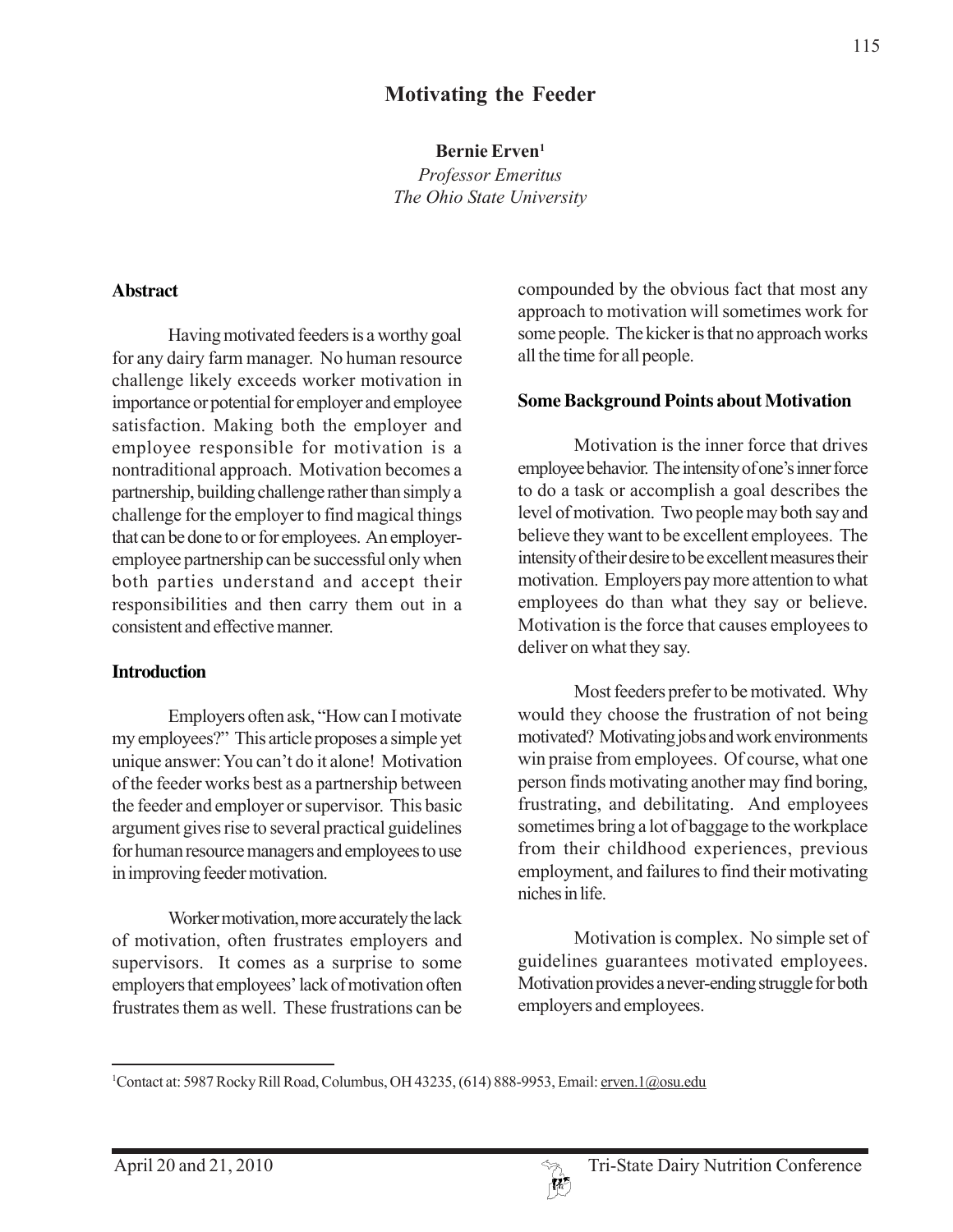# Motivating the Feeder

**Bernie Erven[1]**
*Professor Emeritus*
*The Ohio State University*

## Abstract

Having motivated feeders is a worthy goal for any dairy farm manager. No human resource challenge likely exceeds worker motivation in importance or potential for employer and employee satisfaction. Making both the employer and employee responsible for motivation is a nontraditional approach. Motivation becomes a partnership, building challenge rather than simply a challenge for the employer to find magical things that can be done to or for employees. An employer-employee partnership can be successful only when both parties understand and accept their responsibilities and then carry them out in a consistent and effective manner.

## Introduction

Employers often ask, "How can I motivate my employees?" This article proposes a simple yet unique answer: You can't do it alone! Motivation of the feeder works best as a partnership between the feeder and employer or supervisor. This basic argument gives rise to several practical guidelines for human resource managers and employees to use in improving feeder motivation.

Worker motivation, more accurately the lack of motivation, often frustrates employers and supervisors. It comes as a surprise to some employers that employees' lack of motivation often frustrates them as well. These frustrations can be compounded by the obvious fact that most any approach to motivation will sometimes work for some people. The kicker is that no approach works all the time for all people.

## Some Background Points about Motivation

Motivation is the inner force that drives employee behavior. The intensity of one's inner force to do a task or accomplish a goal describes the level of motivation. Two people may both say and believe they want to be excellent employees. The intensity of their desire to be excellent measures their motivation. Employers pay more attention to what employees do than what they say or believe. Motivation is the force that causes employees to deliver on what they say.

Most feeders prefer to be motivated. Why would they choose the frustration of not being motivated? Motivating jobs and work environments win praise from employees. Of course, what one person finds motivating another may find boring, frustrating, and debilitating. And employees sometimes bring a lot of baggage to the workplace from their childhood experiences, previous employment, and failures to find their motivating niches in life.

Motivation is complex. No simple set of guidelines guarantees motivated employees. Motivation provides a never-ending struggle for both employers and employees.

---

[1]Contact at: 5987 Rocky Rill Road, Columbus, OH 43235, (614) 888-9953, Email: erven.1@osu.edu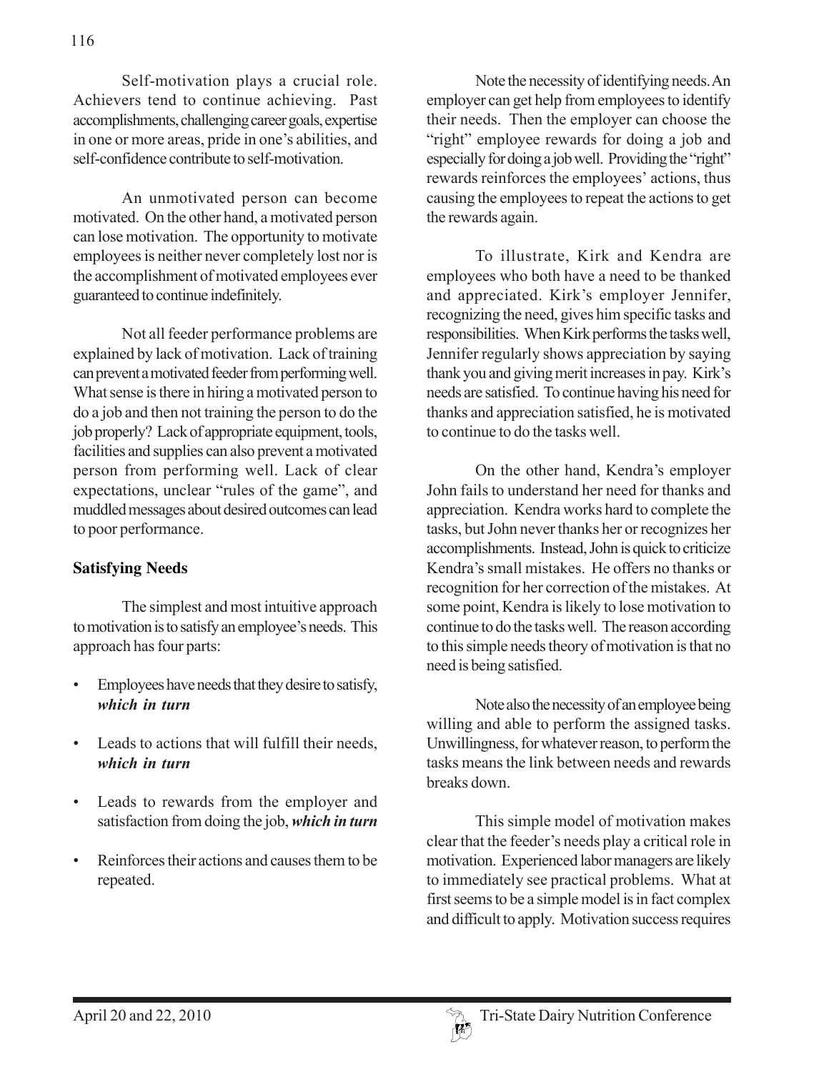Self-motivation plays a crucial role. Achievers tend to continue achieving. Past accomplishments, challenging career goals, expertise in one or more areas, pride in one's abilities, and self-confidence contribute to self-motivation.

An unmotivated person can become motivated. On the other hand, a motivated person can lose motivation. The opportunity to motivate employees is neither never completely lost nor is the accomplishment of motivated employees ever guaranteed to continue indefinitely.

Not all feeder performance problems are explained by lack of motivation. Lack of training can prevent a motivated feeder from performing well. What sense is there in hiring a motivated person to do a job and then not training the person to do the job properly? Lack of appropriate equipment, tools, facilities and supplies can also prevent a motivated person from performing well. Lack of clear expectations, unclear "rules of the game", and muddled messages about desired outcomes can lead to poor performance.

**Satisfying Needs**

The simplest and most intuitive approach to motivation is to satisfy an employee's needs. This approach has four parts:

- Employees have needs that they desire to satisfy, ***which in turn***
- Leads to actions that will fulfill their needs, ***which in turn***
- Leads to rewards from the employer and satisfaction from doing the job, ***which in turn***
- Reinforces their actions and causes them to be repeated.

Note the necessity of identifying needs. An employer can get help from employees to identify their needs. Then the employer can choose the "right" employee rewards for doing a job and especially for doing a job well. Providing the "right" rewards reinforces the employees' actions, thus causing the employees to repeat the actions to get the rewards again.

To illustrate, Kirk and Kendra are employees who both have a need to be thanked and appreciated. Kirk's employer Jennifer, recognizing the need, gives him specific tasks and responsibilities. When Kirk performs the tasks well, Jennifer regularly shows appreciation by saying thank you and giving merit increases in pay. Kirk's needs are satisfied. To continue having his need for thanks and appreciation satisfied, he is motivated to continue to do the tasks well.

On the other hand, Kendra's employer John fails to understand her need for thanks and appreciation. Kendra works hard to complete the tasks, but John never thanks her or recognizes her accomplishments. Instead, John is quick to criticize Kendra's small mistakes. He offers no thanks or recognition for her correction of the mistakes. At some point, Kendra is likely to lose motivation to continue to do the tasks well. The reason according to this simple needs theory of motivation is that no need is being satisfied.

Note also the necessity of an employee being willing and able to perform the assigned tasks. Unwillingness, for whatever reason, to perform the tasks means the link between needs and rewards breaks down.

This simple model of motivation makes clear that the feeder's needs play a critical role in motivation. Experienced labor managers are likely to immediately see practical problems. What at first seems to be a simple model is in fact complex and difficult to apply. Motivation success requires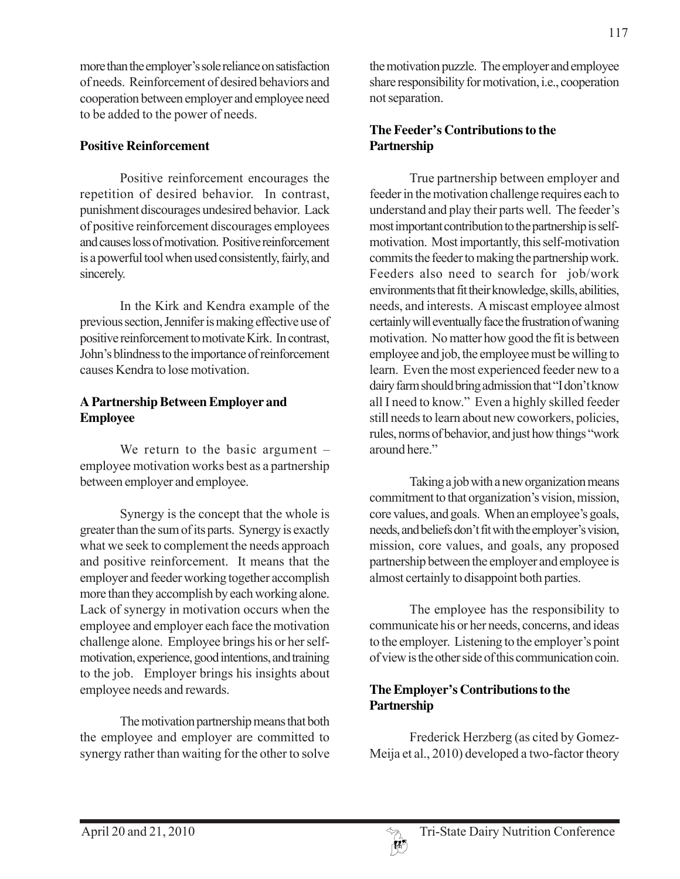more than the employer's sole reliance on satisfaction of needs. Reinforcement of desired behaviors and cooperation between employer and employee need to be added to the power of needs.

**Positive Reinforcement**

Positive reinforcement encourages the repetition of desired behavior. In contrast, punishment discourages undesired behavior. Lack of positive reinforcement discourages employees and causes loss of motivation. Positive reinforcement is a powerful tool when used consistently, fairly, and sincerely.

In the Kirk and Kendra example of the previous section, Jennifer is making effective use of positive reinforcement to motivate Kirk. In contrast, John's blindness to the importance of reinforcement causes Kendra to lose motivation.

**A Partnership Between Employer and Employee**

We return to the basic argument – employee motivation works best as a partnership between employer and employee.

Synergy is the concept that the whole is greater than the sum of its parts. Synergy is exactly what we seek to complement the needs approach and positive reinforcement. It means that the employer and feeder working together accomplish more than they accomplish by each working alone. Lack of synergy in motivation occurs when the employee and employer each face the motivation challenge alone. Employee brings his or her self-motivation, experience, good intentions, and training to the job. Employer brings his insights about employee needs and rewards.

The motivation partnership means that both the employee and employer are committed to synergy rather than waiting for the other to solve the motivation puzzle. The employer and employee share responsibility for motivation, i.e., cooperation not separation.

**The Feeder's Contributions to the Partnership**

True partnership between employer and feeder in the motivation challenge requires each to understand and play their parts well. The feeder's most important contribution to the partnership is self-motivation. Most importantly, this self-motivation commits the feeder to making the partnership work. Feeders also need to search for job/work environments that fit their knowledge, skills, abilities, needs, and interests. A miscast employee almost certainly will eventually face the frustration of waning motivation. No matter how good the fit is between employee and job, the employee must be willing to learn. Even the most experienced feeder new to a dairy farm should bring admission that "I don't know all I need to know." Even a highly skilled feeder still needs to learn about new coworkers, policies, rules, norms of behavior, and just how things "work around here."

Taking a job with a new organization means commitment to that organization's vision, mission, core values, and goals. When an employee's goals, needs, and beliefs don't fit with the employer's vision, mission, core values, and goals, any proposed partnership between the employer and employee is almost certainly to disappoint both parties.

The employee has the responsibility to communicate his or her needs, concerns, and ideas to the employer. Listening to the employer's point of view is the other side of this communication coin.

**The Employer's Contributions to the Partnership**

Frederick Herzberg (as cited by Gomez-Meija et al., 2010) developed a two-factor theory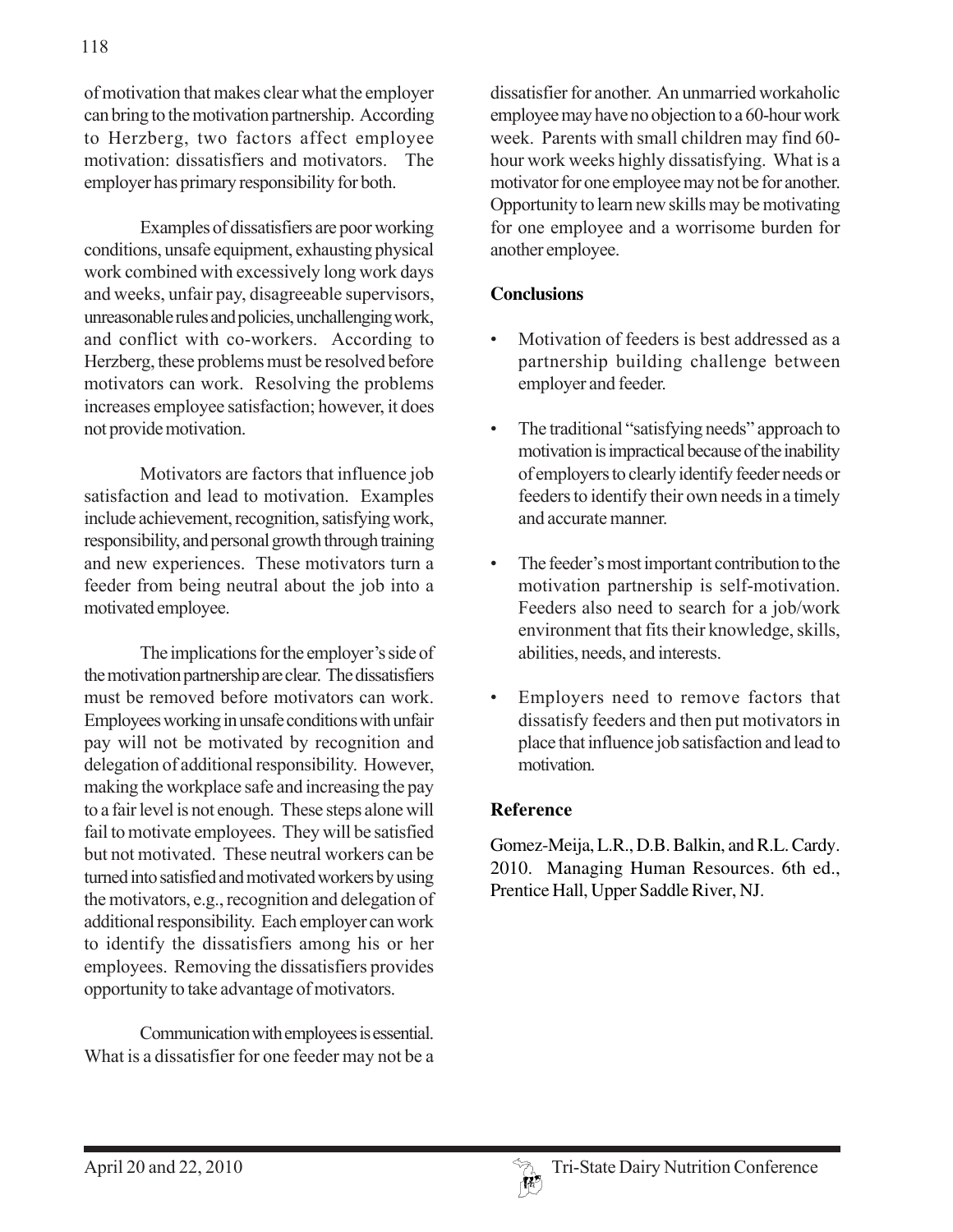of motivation that makes clear what the employer can bring to the motivation partnership. According to Herzberg, two factors affect employee motivation: dissatisfiers and motivators. The employer has primary responsibility for both.

Examples of dissatisfiers are poor working conditions, unsafe equipment, exhausting physical work combined with excessively long work days and weeks, unfair pay, disagreeable supervisors, unreasonable rules and policies, unchallenging work, and conflict with co-workers. According to Herzberg, these problems must be resolved before motivators can work. Resolving the problems increases employee satisfaction; however, it does not provide motivation.

Motivators are factors that influence job satisfaction and lead to motivation. Examples include achievement, recognition, satisfying work, responsibility, and personal growth through training and new experiences. These motivators turn a feeder from being neutral about the job into a motivated employee.

The implications for the employer's side of the motivation partnership are clear. The dissatisfiers must be removed before motivators can work. Employees working in unsafe conditions with unfair pay will not be motivated by recognition and delegation of additional responsibility. However, making the workplace safe and increasing the pay to a fair level is not enough. These steps alone will fail to motivate employees. They will be satisfied but not motivated. These neutral workers can be turned into satisfied and motivated workers by using the motivators, e.g., recognition and delegation of additional responsibility. Each employer can work to identify the dissatisfiers among his or her employees. Removing the dissatisfiers provides opportunity to take advantage of motivators.

Communication with employees is essential. What is a dissatisfier for one feeder may not be a dissatisfier for another. An unmarried workaholic employee may have no objection to a 60-hour work week. Parents with small children may find 60-hour work weeks highly dissatisfying. What is a motivator for one employee may not be for another. Opportunity to learn new skills may be motivating for one employee and a worrisome burden for another employee.

## Conclusions

- Motivation of feeders is best addressed as a partnership building challenge between employer and feeder.
- The traditional "satisfying needs" approach to motivation is impractical because of the inability of employers to clearly identify feeder needs or feeders to identify their own needs in a timely and accurate manner.
- The feeder's most important contribution to the motivation partnership is self-motivation. Feeders also need to search for a job/work environment that fits their knowledge, skills, abilities, needs, and interests.
- Employers need to remove factors that dissatisfy feeders and then put motivators in place that influence job satisfaction and lead to motivation.

## Reference

Gomez-Meija, L.R., D.B. Balkin, and R.L. Cardy. 2010. Managing Human Resources. 6th ed., Prentice Hall, Upper Saddle River, NJ.